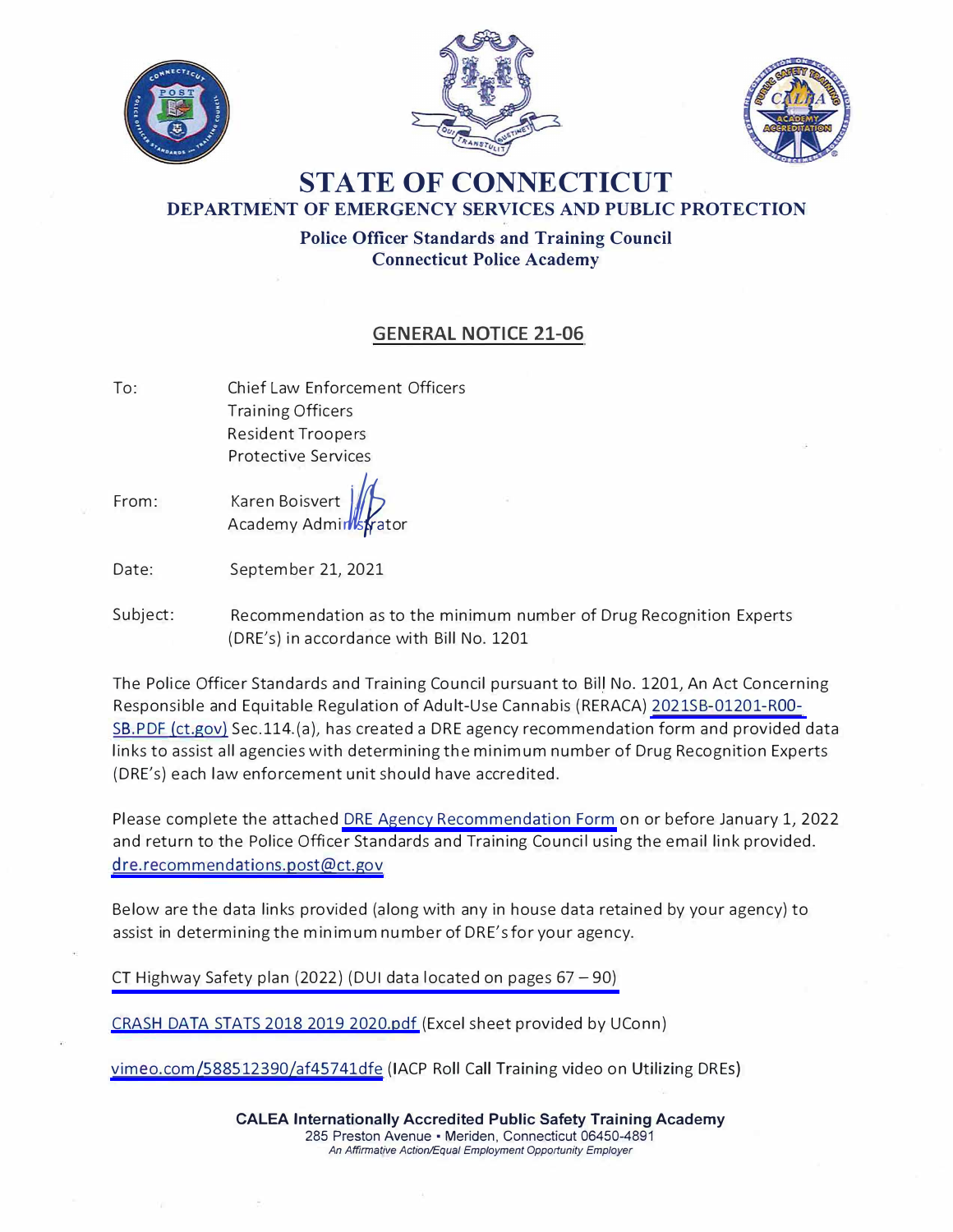# STATE OF CONNECTICUT

## DEPARTMENT OF EMERGENCY SERVICES AND PUBLIC PROTECTION

**Police Officer Standards and Training Council**
**Connecticut Police Academy**

## GENERAL NOTICE 21-06

To: Chief Law Enforcement Officers
Training Officers
Resident Troopers
Protective Services

From: Karen Boisvert
Academy Administrator

Date: September 21, 2021

Subject: Recommendation as to the minimum number of Drug Recognition Experts (DRE's) in accordance with Bill No. 1201

The Police Officer Standards and Training Council pursuant to Bill No. 1201, An Act Concerning Responsible and Equitable Regulation of Adult-Use Cannabis (RERACA) 2021SB-01201-R00-SB.PDF (ct.gov) Sec.114.(a), has created a DRE agency recommendation form and provided data links to assist all agencies with determining the minimum number of Drug Recognition Experts (DRE's) each law enforcement unit should have accredited.

Please complete the attached DRE Agency Recommendation Form on or before January 1, 2022 and return to the Police Officer Standards and Training Council using the email link provided. dre.recommendations.post@ct.gov

Below are the data links provided (along with any in house data retained by your agency) to assist in determining the minimum number of DRE's for your agency.

CT Highway Safety plan (2022) (DUI data located on pages 67 – 90)

CRASH DATA STATS 2018 2019 2020.pdf (Excel sheet provided by UConn)

vimeo.com/588512390/af45741dfe (IACP Roll Call Training video on Utilizing DREs)

**CALEA Internationally Accredited Public Safety Training Academy**
285 Preston Avenue • Meriden, Connecticut 06450-4891
*An Affirmative Action/Equal Employment Opportunity Employer*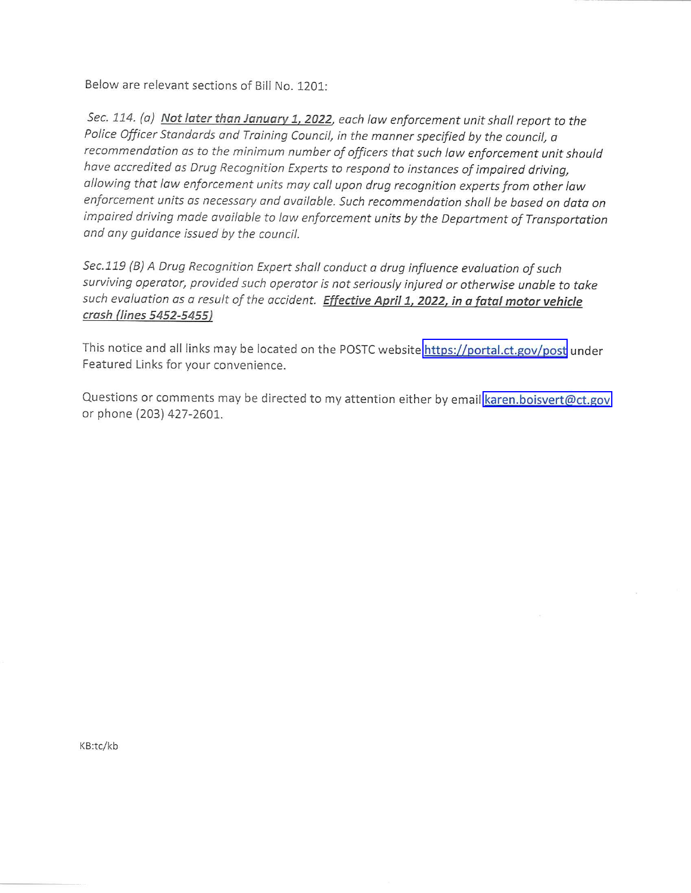Below are relevant sections of Bill No. 1201:

*Sec. 114. (a)* ***<u>Not later than January 1, 2022</u>****, each law enforcement unit shall report to the Police Officer Standards and Training Council, in the manner specified by the council, a recommendation as to the minimum number of officers that such law enforcement unit should have accredited as Drug Recognition Experts to respond to instances of impaired driving, allowing that law enforcement units may call upon drug recognition experts from other law enforcement units as necessary and available. Such recommendation shall be based on data on impaired driving made available to law enforcement units by the Department of Transportation and any guidance issued by the council.*

*Sec.119 (B) A Drug Recognition Expert shall conduct a drug influence evaluation of such surviving operator, provided such operator is not seriously injured or otherwise unable to take such evaluation as a result of the accident.* ***<u>Effective April 1, 2022, in a fatal motor vehicle crash (lines 5452-5455)</u>***

This notice and all links may be located on the POSTC website https://portal.ct.gov/post under Featured Links for your convenience.

Questions or comments may be directed to my attention either by email karen.boisvert@ct.gov or phone (203) 427-2601.

KB:tc/kb